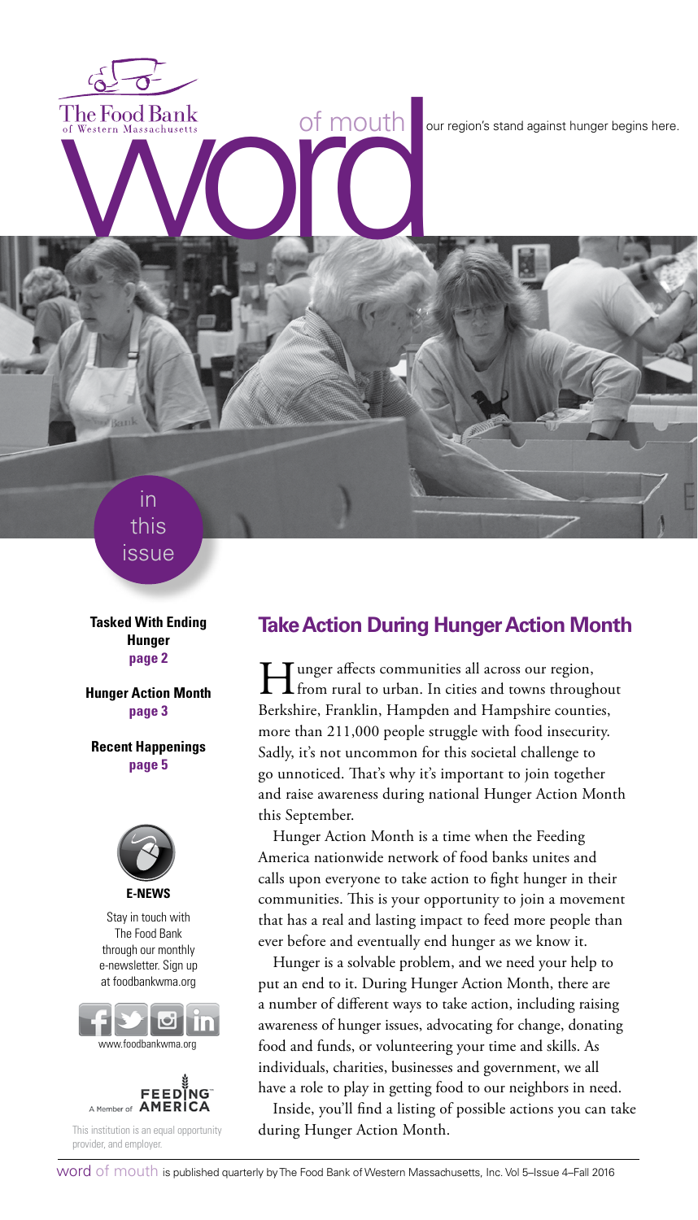The Food Bank of Western Massachusetts

# word of mouth

our region's stand against hunger begins here.

## in this issue

**Tasked With Ending Hunger**
**page 2**

**Hunger Action Month**
**page 3**

**Recent Happenings**
**page 5**

**E-NEWS**

Stay in touch with The Food Bank through our monthly e-newsletter. Sign up at foodbankwma.org

www.foodbankwma.org

A Member of FEEDING AMERICA

This institution is an equal opportunity provider, and employer.

## Take Action During Hunger Action Month

Hunger affects communities all across our region, from rural to urban. In cities and towns throughout Berkshire, Franklin, Hampden and Hampshire counties, more than 211,000 people struggle with food insecurity. Sadly, it's not uncommon for this societal challenge to go unnoticed. That's why it's important to join together and raise awareness during national Hunger Action Month this September.

Hunger Action Month is a time when the Feeding America nationwide network of food banks unites and calls upon everyone to take action to fight hunger in their communities. This is your opportunity to join a movement that has a real and lasting impact to feed more people than ever before and eventually end hunger as we know it.

Hunger is a solvable problem, and we need your help to put an end to it. During Hunger Action Month, there are a number of different ways to take action, including raising awareness of hunger issues, advocating for change, donating food and funds, or volunteering your time and skills. As individuals, charities, businesses and government, we all have a role to play in getting food to our neighbors in need.

Inside, you'll find a listing of possible actions you can take during Hunger Action Month.

word of mouth is published quarterly by The Food Bank of Western Massachusetts, Inc. Vol 5–Issue 4–Fall 2016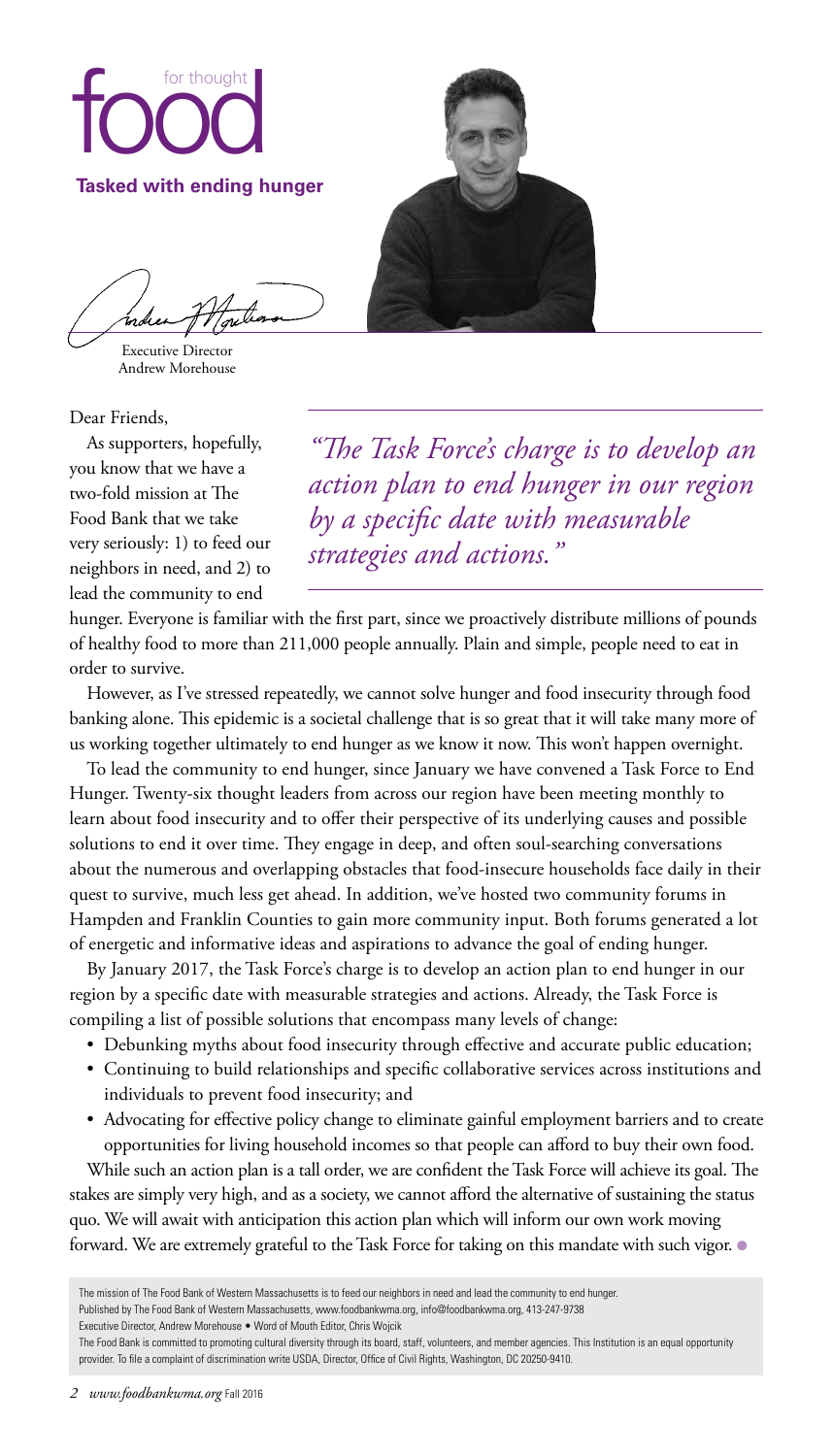# food for thought

**Tasked with ending hunger**

Executive Director
Andrew Morehouse

Dear Friends,

As supporters, hopefully, you know that we have a two-fold mission at The Food Bank that we take very seriously: 1) to feed our neighbors in need, and 2) to lead the community to end hunger. Everyone is familiar with the first part, since we proactively distribute millions of pounds of healthy food to more than 211,000 people annually. Plain and simple, people need to eat in order to survive.

> *"The Task Force's charge is to develop an action plan to end hunger in our region by a specific date with measurable strategies and actions."*

However, as I've stressed repeatedly, we cannot solve hunger and food insecurity through food banking alone. This epidemic is a societal challenge that is so great that it will take many more of us working together ultimately to end hunger as we know it now. This won't happen overnight.

To lead the community to end hunger, since January we have convened a Task Force to End Hunger. Twenty-six thought leaders from across our region have been meeting monthly to learn about food insecurity and to offer their perspective of its underlying causes and possible solutions to end it over time. They engage in deep, and often soul-searching conversations about the numerous and overlapping obstacles that food-insecure households face daily in their quest to survive, much less get ahead. In addition, we've hosted two community forums in Hampden and Franklin Counties to gain more community input. Both forums generated a lot of energetic and informative ideas and aspirations to advance the goal of ending hunger.

By January 2017, the Task Force's charge is to develop an action plan to end hunger in our region by a specific date with measurable strategies and actions. Already, the Task Force is compiling a list of possible solutions that encompass many levels of change:

- Debunking myths about food insecurity through effective and accurate public education;
- Continuing to build relationships and specific collaborative services across institutions and individuals to prevent food insecurity; and
- Advocating for effective policy change to eliminate gainful employment barriers and to create opportunities for living household incomes so that people can afford to buy their own food.

While such an action plan is a tall order, we are confident the Task Force will achieve its goal. The stakes are simply very high, and as a society, we cannot afford the alternative of sustaining the status quo. We will await with anticipation this action plan which will inform our own work moving forward. We are extremely grateful to the Task Force for taking on this mandate with such vigor. ●

The mission of The Food Bank of Western Massachusetts is to feed our neighbors in need and lead the community to end hunger.
Published by The Food Bank of Western Massachusetts, www.foodbankwma.org, info@foodbankwma.org, 413-247-9738
Executive Director, Andrew Morehouse • Word of Mouth Editor, Chris Wojcik
The Food Bank is committed to promoting cultural diversity through its board, staff, volunteers, and member agencies. This Institution is an equal opportunity provider. To file a complaint of discrimination write USDA, Director, Office of Civil Rights, Washington, DC 20250-9410.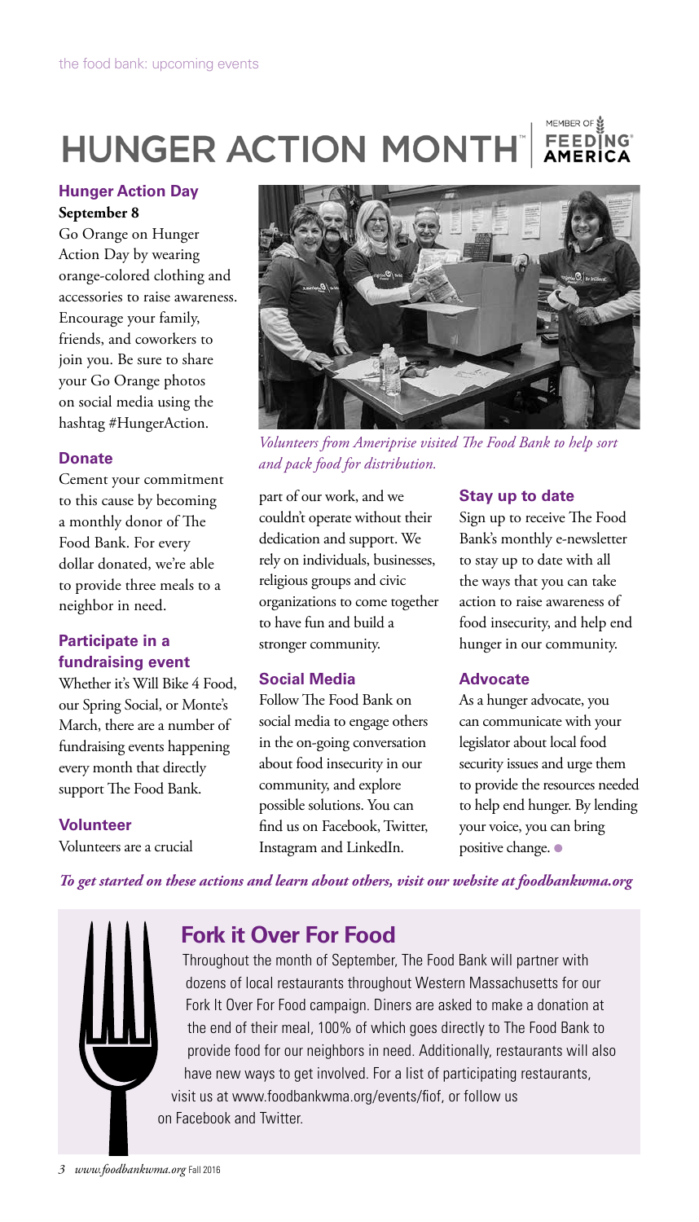# HUNGER ACTION MONTH™

### Hunger Action Day

**September 8**

Go Orange on Hunger Action Day by wearing orange-colored clothing and accessories to raise awareness. Encourage your family, friends, and coworkers to join you. Be sure to share your Go Orange photos on social media using the hashtag #HungerAction.

### Donate

Cement your commitment to this cause by becoming a monthly donor of The Food Bank. For every dollar donated, we're able to provide three meals to a neighbor in need.

### Participate in a fundraising event

Whether it's Will Bike 4 Food, our Spring Social, or Monte's March, there are a number of fundraising events happening every month that directly support The Food Bank.

### Volunteer

Volunteers are a crucial part of our work, and we couldn't operate without their dedication and support. We rely on individuals, businesses, religious groups and civic organizations to come together to have fun and build a stronger community.

*Volunteers from Ameriprise visited The Food Bank to help sort and pack food for distribution.*

### Social Media

Follow The Food Bank on social media to engage others in the on-going conversation about food insecurity in our community, and explore possible solutions. You can find us on Facebook, Twitter, Instagram and LinkedIn.

### Stay up to date

Sign up to receive The Food Bank's monthly e-newsletter to stay up to date with all the ways that you can take action to raise awareness of food insecurity, and help end hunger in our community.

### Advocate

As a hunger advocate, you can communicate with your legislator about local food security issues and urge them to provide the resources needed to help end hunger. By lending your voice, you can bring positive change.

***To get started on these actions and learn about others, visit our website at foodbankwma.org***

## Fork it Over For Food

Throughout the month of September, The Food Bank will partner with dozens of local restaurants throughout Western Massachusetts for our Fork It Over For Food campaign. Diners are asked to make a donation at the end of their meal, 100% of which goes directly to The Food Bank to provide food for our neighbors in need. Additionally, restaurants will also have new ways to get involved. For a list of participating restaurants, visit us at www.foodbankwma.org/events/fiof, or follow us on Facebook and Twitter.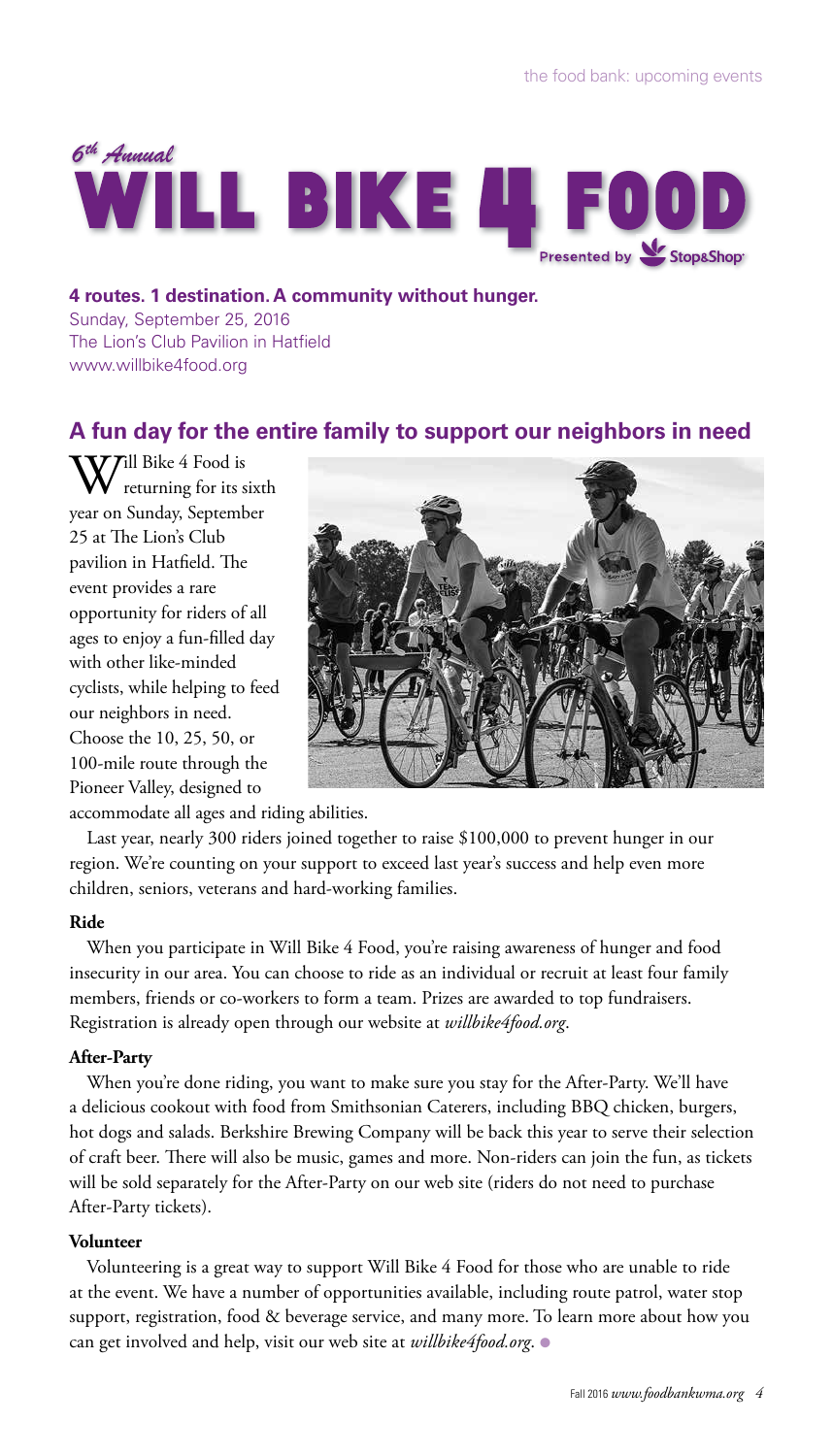# 6th Annual WILL BIKE 4 FOOD

Presented by Stop&Shop

**4 routes. 1 destination. A community without hunger.**

Sunday, September 25, 2016
The Lion's Club Pavilion in Hatfield
www.willbike4food.org

## A fun day for the entire family to support our neighbors in need

Will Bike 4 Food is returning for its sixth year on Sunday, September 25 at The Lion's Club pavilion in Hatfield. The event provides a rare opportunity for riders of all ages to enjoy a fun-filled day with other like-minded cyclists, while helping to feed our neighbors in need. Choose the 10, 25, 50, or 100-mile route through the Pioneer Valley, designed to accommodate all ages and riding abilities.

Last year, nearly 300 riders joined together to raise $100,000 to prevent hunger in our region. We're counting on your support to exceed last year's success and help even more children, seniors, veterans and hard-working families.

**Ride**

When you participate in Will Bike 4 Food, you're raising awareness of hunger and food insecurity in our area. You can choose to ride as an individual or recruit at least four family members, friends or co-workers to form a team. Prizes are awarded to top fundraisers. Registration is already open through our website at *willbike4food.org*.

**After-Party**

When you're done riding, you want to make sure you stay for the After-Party. We'll have a delicious cookout with food from Smithsonian Caterers, including BBQ chicken, burgers, hot dogs and salads. Berkshire Brewing Company will be back this year to serve their selection of craft beer. There will also be music, games and more. Non-riders can join the fun, as tickets will be sold separately for the After-Party on our web site (riders do not need to purchase After-Party tickets).

**Volunteer**

Volunteering is a great way to support Will Bike 4 Food for those who are unable to ride at the event. We have a number of opportunities available, including route patrol, water stop support, registration, food & beverage service, and many more. To learn more about how you can get involved and help, visit our web site at *willbike4food.org*.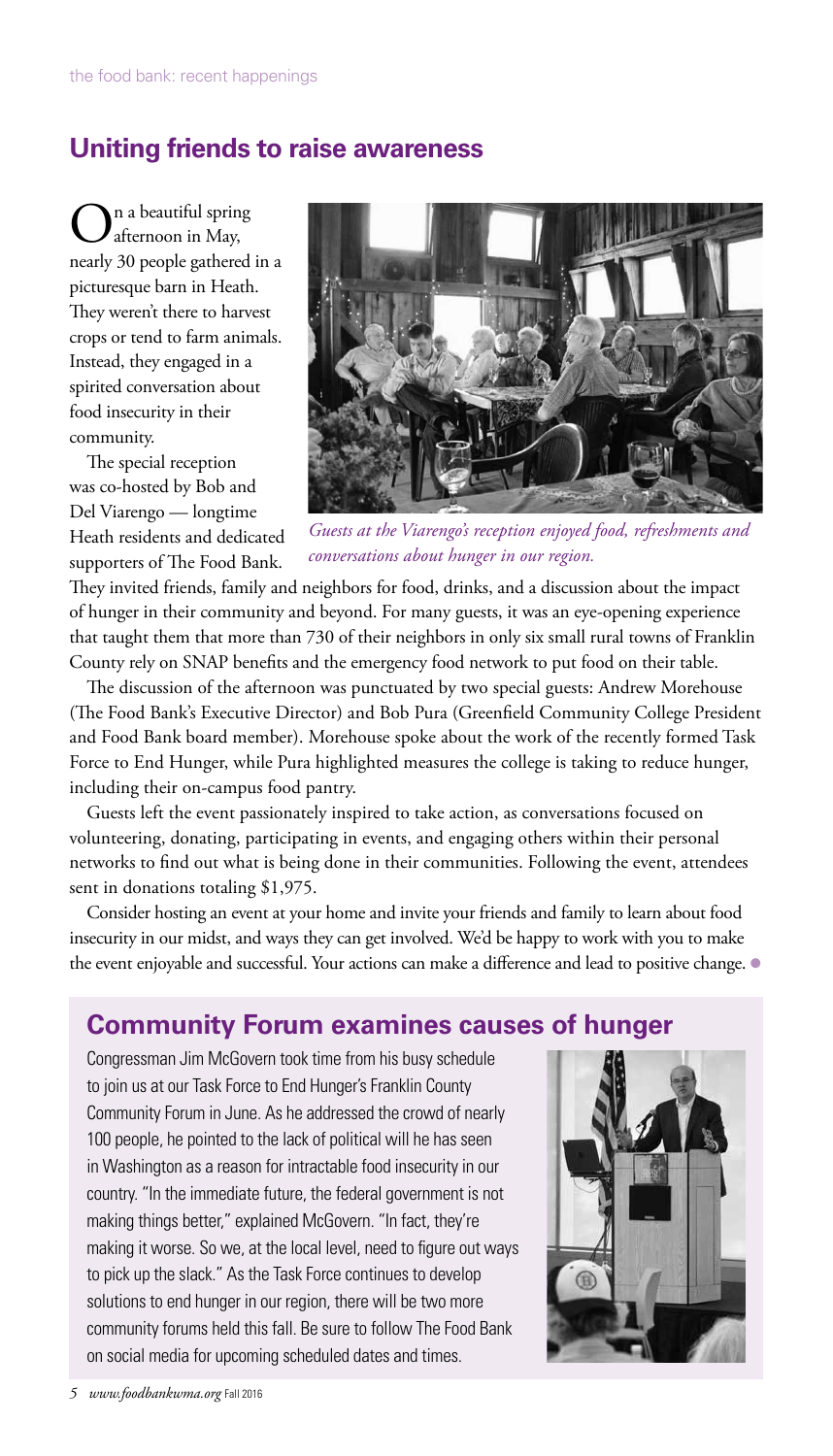## Uniting friends to raise awareness

On a beautiful spring afternoon in May, nearly 30 people gathered in a picturesque barn in Heath. They weren't there to harvest crops or tend to farm animals. Instead, they engaged in a spirited conversation about food insecurity in their community.

The special reception was co-hosted by Bob and Del Viarengo — longtime Heath residents and dedicated supporters of The Food Bank. They invited friends, family and neighbors for food, drinks, and a discussion about the impact of hunger in their community and beyond. For many guests, it was an eye-opening experience that taught them that more than 730 of their neighbors in only six small rural towns of Franklin County rely on SNAP benefits and the emergency food network to put food on their table.

*Guests at the Viarengo's reception enjoyed food, refreshments and conversations about hunger in our region.*

The discussion of the afternoon was punctuated by two special guests: Andrew Morehouse (The Food Bank's Executive Director) and Bob Pura (Greenfield Community College President and Food Bank board member). Morehouse spoke about the work of the recently formed Task Force to End Hunger, while Pura highlighted measures the college is taking to reduce hunger, including their on-campus food pantry.

Guests left the event passionately inspired to take action, as conversations focused on volunteering, donating, participating in events, and engaging others within their personal networks to find out what is being done in their communities. Following the event, attendees sent in donations totaling $1,975.

Consider hosting an event at your home and invite your friends and family to learn about food insecurity in our midst, and ways they can get involved. We'd be happy to work with you to make the event enjoyable and successful. Your actions can make a difference and lead to positive change.

## Community Forum examines causes of hunger

Congressman Jim McGovern took time from his busy schedule to join us at our Task Force to End Hunger's Franklin County Community Forum in June. As he addressed the crowd of nearly 100 people, he pointed to the lack of political will he has seen in Washington as a reason for intractable food insecurity in our country. "In the immediate future, the federal government is not making things better," explained McGovern. "In fact, they're making it worse. So we, at the local level, need to figure out ways to pick up the slack." As the Task Force continues to develop solutions to end hunger in our region, there will be two more community forums held this fall. Be sure to follow The Food Bank on social media for upcoming scheduled dates and times.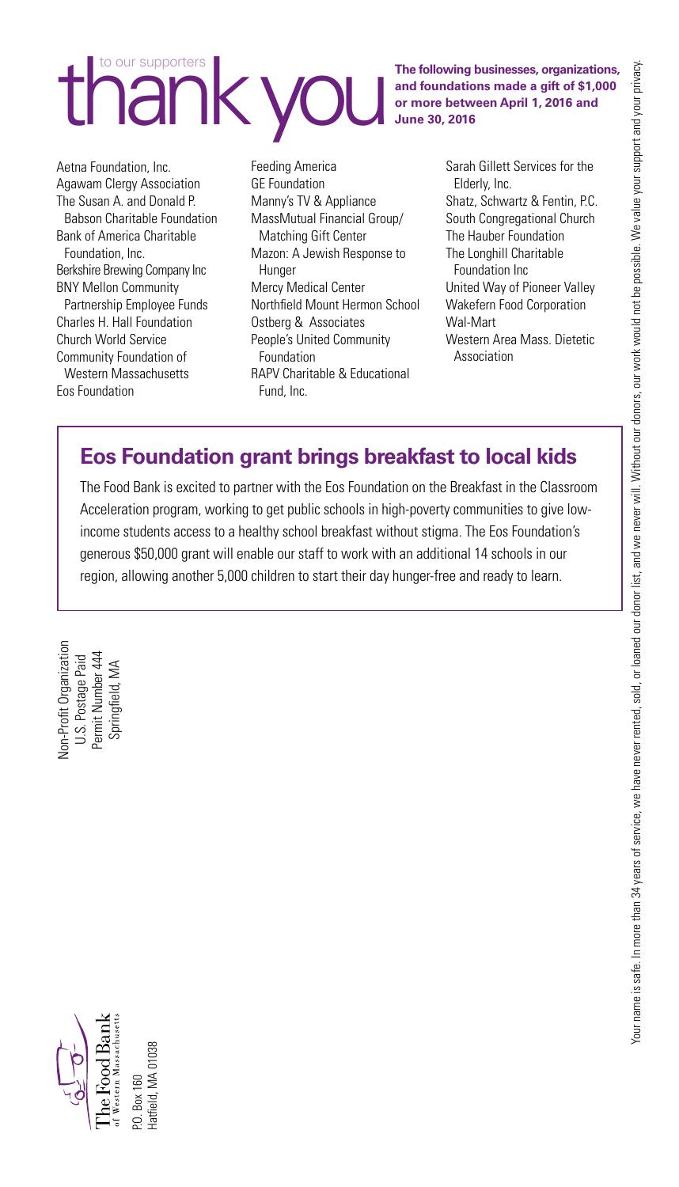# thank you

to our supporters

**The following businesses, organizations, and foundations made a gift of $1,000 or more between April 1, 2016 and June 30, 2016**

Aetna Foundation, Inc.
Agawam Clergy Association
The Susan A. and Donald P. Babson Charitable Foundation
Bank of America Charitable Foundation, Inc.
Berkshire Brewing Company Inc
BNY Mellon Community Partnership Employee Funds
Charles H. Hall Foundation
Church World Service
Community Foundation of Western Massachusetts
Eos Foundation
Feeding America
GE Foundation
Manny's TV & Appliance
MassMutual Financial Group/ Matching Gift Center
Mazon: A Jewish Response to Hunger
Mercy Medical Center
Northfield Mount Hermon School
Ostberg & Associates
People's United Community Foundation
RAPV Charitable & Educational Fund, Inc.
Sarah Gillett Services for the Elderly, Inc.
Shatz, Schwartz & Fentin, P.C.
South Congregational Church
The Hauber Foundation
The Longhill Charitable Foundation Inc
United Way of Pioneer Valley
Wakefern Food Corporation
Wal-Mart
Western Area Mass. Dietetic Association

## Eos Foundation grant brings breakfast to local kids

The Food Bank is excited to partner with the Eos Foundation on the Breakfast in the Classroom Acceleration program, working to get public schools in high-poverty communities to give low-income students access to a healthy school breakfast without stigma. The Eos Foundation's generous $50,000 grant will enable our staff to work with an additional 14 schools in our region, allowing another 5,000 children to start their day hunger-free and ready to learn.

Non-Profit Organization
U.S. Postage Paid
Permit Number 444
Springfield, MA

The Food Bank of Western Massachusetts
P.O. Box 160
Hatfield, MA 01038

Your name is safe. In more than 34 years of service, we have never rented, sold, or loaned our donor list, and we never will. Without our donors, our work would not be possible. We value your support and your privacy.